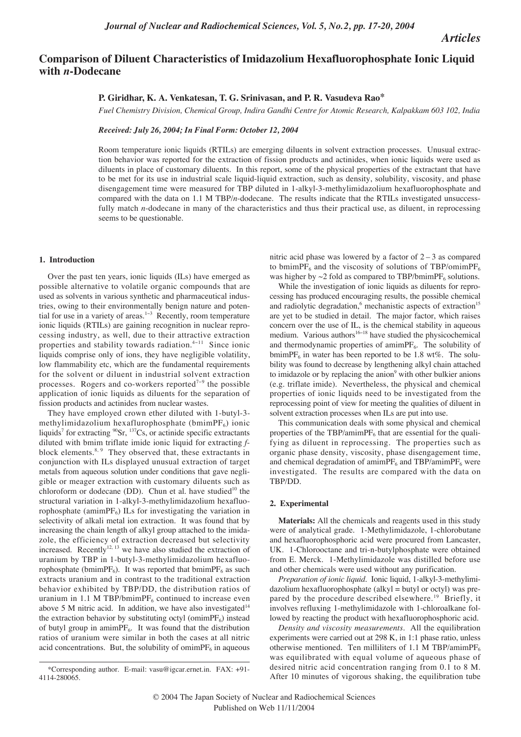# Comparison of Diluent Characteristics of Imidazolium Hexafluorophosphate Ionic Liquid with *n*-Dodecane

**P. Giridhar, K. A. Venkatesan, T. G. Srinivasan, and P. R. Vasudeva Rao***

*Fuel Chemistry Division, Chemical Group, Indira Gandhi Centre for Atomic Research, Kalpakkam 603 102, India*

*Received: July 26, 2004; In Final Form: October 12, 2004*

Room temperature ionic liquids (RTILs) are emerging diluents in solvent extraction processes. Unusual extraction behavior was reported for the extraction of fission products and actinides, when ionic liquids were used as diluents in place of customary diluents. In this report, some of the physical properties of the extractant that have to be met for its use in industrial scale liquid-liquid extraction, such as density, solubility, viscosity, and phase disengagement time were measured for TBP diluted in 1-alkyl-3-methylimidazolium hexafluorophosphate and compared with the data on 1.1 M TBP/*n*-dodecane. The results indicate that the RTILs investigated unsuccessfully match *n*-dodecane in many of the characteristics and thus their practical use, as diluent, in reprocessing seems to be questionable.

## 1. Introduction

Over the past ten years, ionic liquids (ILs) have emerged as possible alternative to volatile organic compounds that are used as solvents in various synthetic and pharmaceutical industries, owing to their environmentally benign nature and potential for use in a variety of areas.[1–3] Recently, room temperature ionic liquids (RTILs) are gaining recognition in nuclear reprocessing industry, as well, due to their attractive extraction properties and stability towards radiation.[4–11] Since ionic liquids comprise only of ions, they have negligible volatility, low flammability etc, which are the fundamental requirements for the solvent or diluent in industrial solvent extraction processes. Rogers and co-workers reported[7–9] the possible application of ionic liquids as diluents for the separation of fission products and actinides from nuclear wastes.

They have employed crown ether diluted with 1-butyl-3-methylimidazolium hexaflurophosphate (bmim$PF_6$) ionic liquids[7] for extracting $^{90}$Sr, $^{137}$Cs, or actinide specific extractants diluted with bmim triflate imide ionic liquid for extracting *f*-block elements.[8, 9] They observed that, these extractants in conjunction with ILs displayed unusual extraction of target metals from aqueous solution under conditions that gave negligible or meager extraction with customary diluents such as chloroform or dodecane (DD). Chun et al. have studied[10] the structural variation in 1-alkyl-3-methylimidazolium hexafluorophosphate (amim$PF_6$) ILs for investigating the variation in selectivity of alkali metal ion extraction. It was found that by increasing the chain length of alkyl group attached to the imidazole, the efficiency of extraction decreased but selectivity increased. Recently[12, 13] we have also studied the extraction of uranium by TBP in 1-butyl-3-methylimidazolium hexafluorophosphate (bmim$PF_6$). It was reported that bmim$PF_6$ as such extracts uranium and in contrast to the traditional extraction behavior exhibited by TBP/DD, the distribution ratios of uranium in 1.1 M TBP/bmim$PF_6$ continued to increase even above 5 M nitric acid. In addition, we have also investigated[14] the extraction behavior by substituting octyl (omim$PF_6$) instead of butyl group in amim$PF_6$. It was found that the distribution ratios of uranium were similar in both the cases at all nitric acid concentrations. But, the solubility of omim$PF_6$ in aqueous nitric acid phase was lowered by a factor of 2 – 3 as compared to bmim$PF_6$ and the viscosity of solutions of TBP/omim$PF_6$ was higher by ~2 fold as compared to TBP/bmim$PF_6$ solutions.

While the investigation of ionic liquids as diluents for reprocessing has produced encouraging results, the possible chemical and radiolytic degradation,[6] mechanistic aspects of extraction[15] are yet to be studied in detail. The major factor, which raises concern over the use of IL, is the chemical stability in aqueous medium. Various authors[16–18] have studied the physicochemical and thermodynamic properties of amim$PF_6$. The solubility of bmim$PF_6$ in water has been reported to be 1.8 wt%. The solubility was found to decrease by lengthening alkyl chain attached to imidazole or by replacing the anion[9] with other bulkier anions (e.g. triflate imide). Nevertheless, the physical and chemical properties of ionic liquids need to be investigated from the reprocessing point of view for meeting the qualities of diluent in solvent extraction processes when ILs are put into use.

This communication deals with some physical and chemical properties of the TBP/amim$PF_6$ that are essential for the qualifying as diluent in reprocessing. The properties such as organic phase density, viscosity, phase disengagement time, and chemical degradation of amim$PF_6$ and TBP/amim$PF_6$ were investigated. The results are compared with the data on TBP/DD.

## 2. Experimental

**Materials:** All the chemicals and reagents used in this study were of analytical grade. 1-Methylimidazole, 1-chlorobutane and hexafluorophosphoric acid were procured from Lancaster, UK. 1-Chlorooctane and tri-n-butylphosphate were obtained from E. Merck. 1-Methylimidazole was distilled before use and other chemicals were used without any purification.

*Preparation of ionic liquid.* Ionic liquid, 1-alkyl-3-methylimidazolium hexafluorophosphate (alkyl = butyl or octyl) was prepared by the procedure described elsewhere.[19] Briefly, it involves refluxing 1-methylimidazole with 1-chloroalkane followed by reacting the product with hexafluorophosphoric acid.

*Density and viscosity measurements.* All the equilibration experiments were carried out at 298 K, in 1:1 phase ratio, unless otherwise mentioned. Ten milliliters of 1.1 M TBP/amim$PF_6$ was equilibrated with equal volume of aqueous phase of desired nitric acid concentration ranging from 0.1 to 8 M. After 10 minutes of vigorous shaking, the equilibration tube

*Corresponding author. E-mail: vasu@igcar.ernet.in. FAX: +91-4114-280065.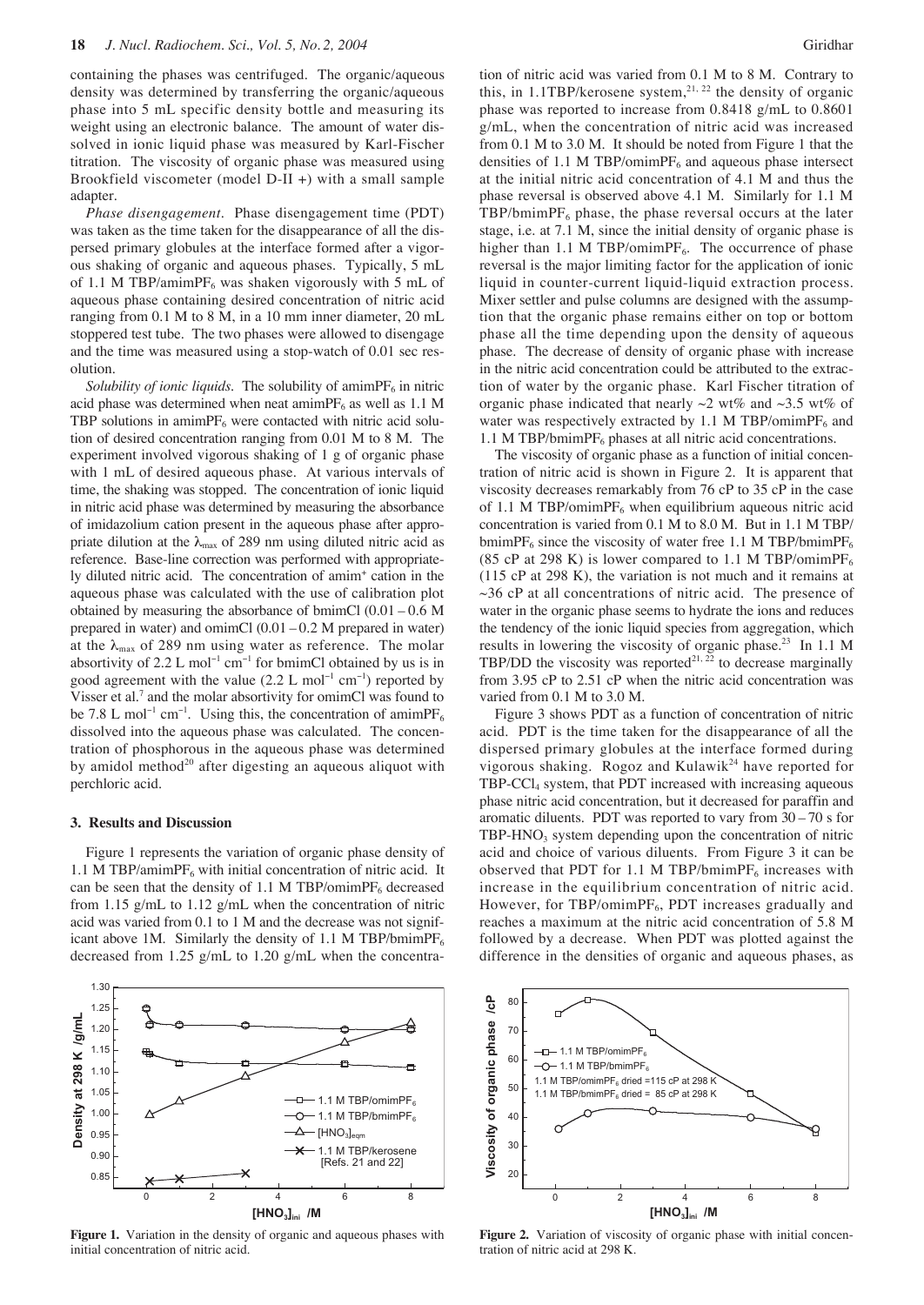containing the phases was centrifuged. The organic/aqueous density was determined by transferring the organic/aqueous phase into 5 mL specific density bottle and measuring its weight using an electronic balance. The amount of water dissolved in ionic liquid phase was measured by Karl-Fischer titration. The viscosity of organic phase was measured using Brookfield viscometer (model D-II +) with a small sample adapter.

*Phase disengagement.* Phase disengagement time (PDT) was taken as the time taken for the disappearance of all the dispersed primary globules at the interface formed after a vigorous shaking of organic and aqueous phases. Typically, 5 mL of 1.1 M TBP/amim$PF_6$ was shaken vigorously with 5 mL of aqueous phase containing desired concentration of nitric acid ranging from 0.1 M to 8 M, in a 10 mm inner diameter, 20 mL stoppered test tube. The two phases were allowed to disengage and the time was measured using a stop-watch of 0.01 sec resolution.

*Solubility of ionic liquids.* The solubility of amim$PF_6$ in nitric acid phase was determined when neat amim$PF_6$ as well as 1.1 M TBP solutions in amim$PF_6$ were contacted with nitric acid solution of desired concentration ranging from 0.01 M to 8 M. The experiment involved vigorous shaking of 1 g of organic phase with 1 mL of desired aqueous phase. At various intervals of time, the shaking was stopped. The concentration of ionic liquid in nitric acid phase was determined by measuring the absorbance of imidazolium cation present in the aqueous phase after appropriate dilution at the $\lambda_{max}$ of 289 nm using diluted nitric acid as reference. Base-line correction was performed with appropriately diluted nitric acid. The concentration of $amim^+$ cation in the aqueous phase was calculated with the use of calibration plot obtained by measuring the absorbance of bmimCl (0.01 – 0.6 M prepared in water) and omimCl (0.01 – 0.2 M prepared in water) at the $\lambda_{max}$ of 289 nm using water as reference. The molar absortivity of 2.2 L mol$^{-1}$ cm$^{-1}$ for bmimCl obtained by us is in good agreement with the value (2.2 L mol$^{-1}$ cm$^{-1}$) reported by Visser et al.[7] and the molar absortivity for omimCl was found to be 7.8 L mol$^{-1}$ cm$^{-1}$. Using this, the concentration of amim$PF_6$ dissolved into the aqueous phase was calculated. The concentration of phosphorous in the aqueous phase was determined by amidol method[20] after digesting an aqueous aliquot with perchloric acid.

## 3. Results and Discussion

Figure 1 represents the variation of organic phase density of 1.1 M TBP/amim$PF_6$ with initial concentration of nitric acid. It can be seen that the density of 1.1 M TBP/omim$PF_6$ decreased from 1.15 g/mL to 1.12 g/mL when the concentration of nitric acid was varied from 0.1 to 1 M and the decrease was not significant above 1M. Similarly the density of 1.1 M TBP/bmim$PF_6$ decreased from 1.25 g/mL to 1.20 g/mL when the concentration of nitric acid was varied from 0.1 M to 8 M. Contrary to this, in 1.1TBP/kerosene system,[21, 22] the density of organic phase was reported to increase from 0.8418 g/mL to 0.8601 g/mL, when the concentration of nitric acid was increased from 0.1 M to 3.0 M. It should be noted from Figure 1 that the densities of 1.1 M TBP/omim$PF_6$ and aqueous phase intersect at the initial nitric acid concentration of 4.1 M and thus the phase reversal is observed above 4.1 M. Similarly for 1.1 M TBP/bmim$PF_6$ phase, the phase reversal occurs at the later stage, i.e. at 7.1 M, since the initial density of organic phase is higher than 1.1 M TBP/omim$PF_6$. The occurrence of phase reversal is the major limiting factor for the application of ionic liquid in counter-current liquid-liquid extraction process. Mixer settler and pulse columns are designed with the assumption that the organic phase remains either on top or bottom phase all the time depending upon the density of aqueous phase. The decrease of density of organic phase with increase in the nitric acid concentration could be attributed to the extraction of water by the organic phase. Karl Fischer titration of organic phase indicated that nearly ~2 wt% and ~3.5 wt% of water was respectively extracted by 1.1 M TBP/omim$PF_6$ and 1.1 M TBP/bmim$PF_6$ phases at all nitric acid concentrations.

The viscosity of organic phase as a function of initial concentration of nitric acid is shown in Figure 2. It is apparent that viscosity decreases remarkably from 76 cP to 35 cP in the case of 1.1 M TBP/omim$PF_6$ when equilibrium aqueous nitric acid concentration is varied from 0.1 M to 8.0 M. But in 1.1 M TBP/bmim$PF_6$ since the viscosity of water free 1.1 M TBP/bmim$PF_6$ (85 cP at 298 K) is lower compared to 1.1 M TBP/omim$PF_6$ (115 cP at 298 K), the variation is not much and it remains at ~36 cP at all concentrations of nitric acid. The presence of water in the organic phase seems to hydrate the ions and reduces the tendency of the ionic liquid species from aggregation, which results in lowering the viscosity of organic phase.[23] In 1.1 M TBP/DD the viscosity was reported[21, 22] to decrease marginally from 3.95 cP to 2.51 cP when the nitric acid concentration was varied from 0.1 M to 3.0 M.

Figure 3 shows PDT as a function of concentration of nitric acid. PDT is the time taken for the disappearance of all the dispersed primary globules at the interface formed during vigorous shaking. Rogoz and Kulawik[24] have reported for TBP-$CCl_4$ system, that PDT increased with increasing aqueous phase nitric acid concentration, but it decreased for paraffin and aromatic diluents. PDT was reported to vary from 30 – 70 s for TBP-$HNO_3$ system depending upon the concentration of nitric acid and choice of various diluents. From Figure 3 it can be observed that PDT for 1.1 M TBP/bmim$PF_6$ increases with increase in the equilibrium concentration of nitric acid. However, for TBP/omim$PF_6$, PDT increases gradually and reaches a maximum at the nitric acid concentration of 5.8 M followed by a decrease. When PDT was plotted against the difference in the densities of organic and aqueous phases, as

**Figure 1.** Variation in the density of organic and aqueous phases with initial concentration of nitric acid.

**Figure 2.** Variation of viscosity of organic phase with initial concentration of nitric acid at 298 K.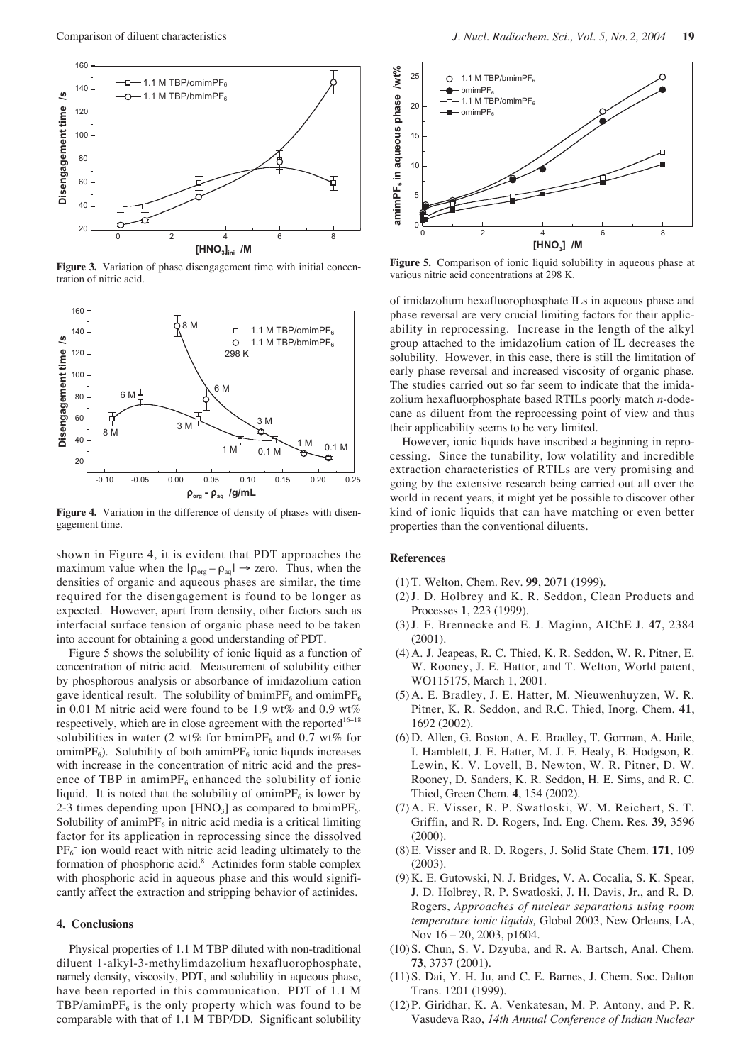**Figure 3.** Variation of phase disengagement time with initial concentration of nitric acid.

**Figure 4.** Variation in the difference of density of phases with disengagement time.

shown in Figure 4, it is evident that PDT approaches the maximum value when the $|\rho_{org} - \rho_{aq}| \rightarrow$ zero. Thus, when the densities of organic and aqueous phases are similar, the time required for the disengagement is found to be longer as expected. However, apart from density, other factors such as interfacial surface tension of organic phase need to be taken into account for obtaining a good understanding of PDT.

Figure 5 shows the solubility of ionic liquid as a function of concentration of nitric acid. Measurement of solubility either by phosphorous analysis or absorbance of imidazolium cation gave identical result. The solubility of bmim$PF_6$ and omim$PF_6$ in 0.01 M nitric acid were found to be 1.9 wt% and 0.9 wt% respectively, which are in close agreement with the reported[16–18] solubilities in water (2 wt% for bmim$PF_6$ and 0.7 wt% for omim$PF_6$). Solubility of both amim$PF_6$ ionic liquids increases with increase in the concentration of nitric acid and the presence of TBP in amim$PF_6$ enhanced the solubility of ionic liquid. It is noted that the solubility of omim$PF_6$ is lower by 2-3 times depending upon [$HNO_3$] as compared to bmim$PF_6$. Solubility of amim$PF_6$ in nitric acid media is a critical limiting factor for its application in reprocessing since the dissolved $PF_6^-$ ion would react with nitric acid leading ultimately to the formation of phosphoric acid.[8] Actinides form stable complex with phosphoric acid in aqueous phase and this would significantly affect the extraction and stripping behavior of actinides.

## 4. Conclusions

Physical properties of 1.1 M TBP diluted with non-traditional diluent 1-alkyl-3-methylimdazolium hexafluorophosphate, namely density, viscosity, PDT, and solubility in aqueous phase, have been reported in this communication. PDT of 1.1 M TBP/amim$PF_6$ is the only property which was found to be comparable with that of 1.1 M TBP/DD. Significant solubility

**Figure 5.** Comparison of ionic liquid solubility in aqueous phase at various nitric acid concentrations at 298 K.

of imidazolium hexafluorophosphate ILs in aqueous phase and phase reversal are very crucial limiting factors for their applicability in reprocessing. Increase in the length of the alkyl group attached to the imidazolium cation of IL decreases the solubility. However, in this case, there is still the limitation of early phase reversal and increased viscosity of organic phase. The studies carried out so far seem to indicate that the imidazolium hexafluorphosphate based RTILs poorly match *n*-dodecane as diluent from the reprocessing point of view and thus their applicability seems to be very limited.

However, ionic liquids have inscribed a beginning in reprocessing. Since the tunability, low volatility and incredible extraction characteristics of RTILs are very promising and going by the extensive research being carried out all over the world in recent years, it might yet be possible to discover other kind of ionic liquids that can have matching or even better properties than the conventional diluents.

## References

(1) T. Welton, Chem. Rev. **99**, 2071 (1999).

(2) J. D. Holbrey and K. R. Seddon, Clean Products and Processes **1**, 223 (1999).

(3) J. F. Brennecke and E. J. Maginn, AIChE J. **47**, 2384 (2001).

(4) A. J. Jeapeas, R. C. Thied, K. R. Seddon, W. R. Pitner, E. W. Rooney, J. E. Hattor, and T. Welton, World patent, WO115175, March 1, 2001.

(5) A. E. Bradley, J. E. Hatter, M. Nieuwenhuyzen, W. R. Pitner, K. R. Seddon, and R.C. Thied, Inorg. Chem. **41**, 1692 (2002).

(6) D. Allen, G. Boston, A. E. Bradley, T. Gorman, A. Haile, I. Hamblett, J. E. Hatter, M. J. F. Healy, B. Hodgson, R. Lewin, K. V. Lovell, B. Newton, W. R. Pitner, D. W. Rooney, D. Sanders, K. R. Seddon, H. E. Sims, and R. C. Thied, Green Chem. **4**, 154 (2002).

(7) A. E. Visser, R. P. Swatloski, W. M. Reichert, S. T. Griffin, and R. D. Rogers, Ind. Eng. Chem. Res. **39**, 3596 (2000).

(8) E. Visser and R. D. Rogers, J. Solid State Chem. **171**, 109 (2003).

(9) K. E. Gutowski, N. J. Bridges, V. A. Cocalia, S. K. Spear, J. D. Holbrey, R. P. Swatloski, J. H. Davis, Jr., and R. D. Rogers, *Approaches of nuclear separations using room temperature ionic liquids,* Global 2003, New Orleans, LA, Nov 16 – 20, 2003, p1604.

(10) S. Chun, S. V. Dzyuba, and R. A. Bartsch, Anal. Chem. **73**, 3737 (2001).

(11) S. Dai, Y. H. Ju, and C. E. Barnes, J. Chem. Soc. Dalton Trans. 1201 (1999).

(12) P. Giridhar, K. A. Venkatesan, M. P. Antony, and P. R. Vasudeva Rao, *14th Annual Conference of Indian Nuclear*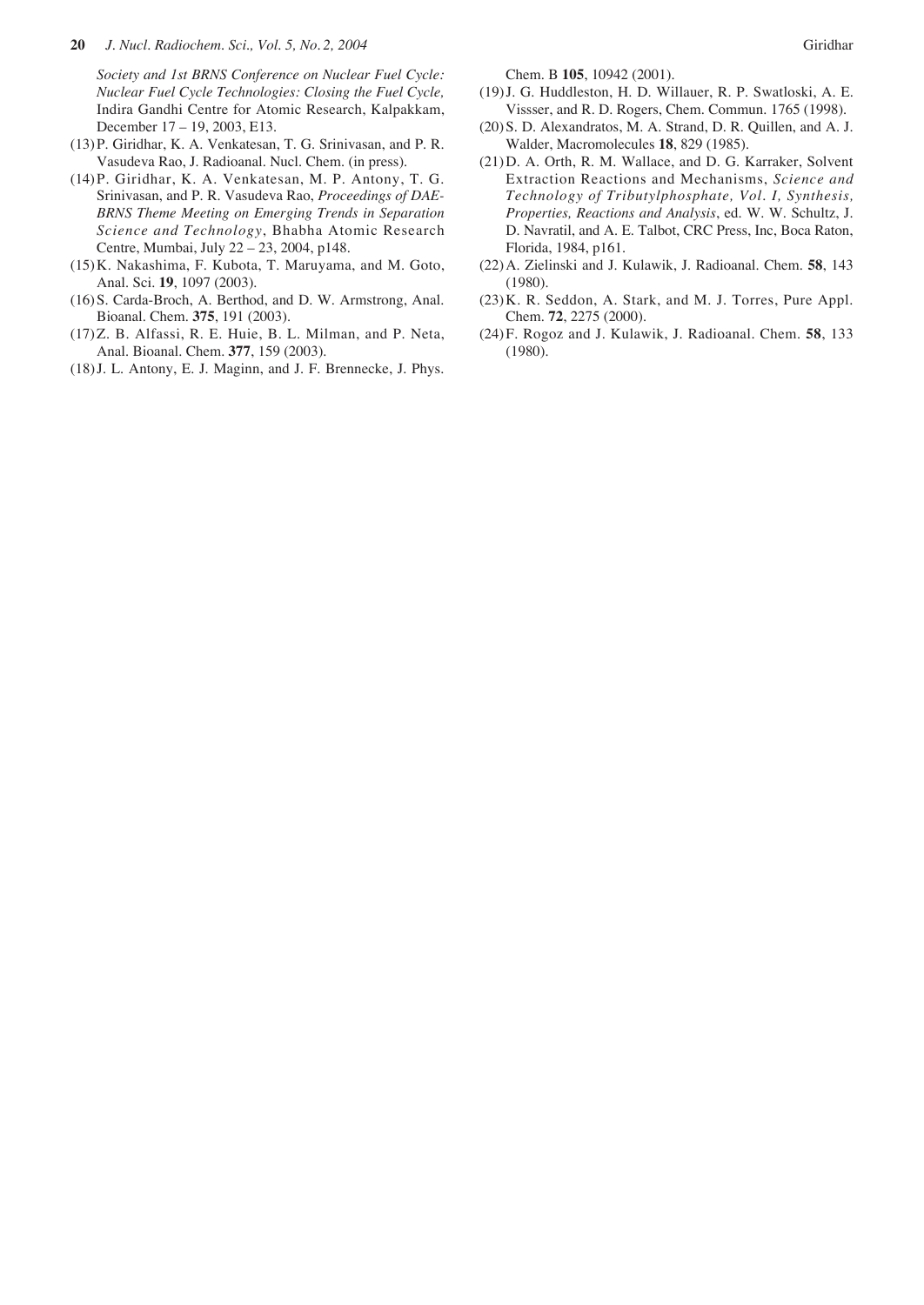*Society and 1st BRNS Conference on Nuclear Fuel Cycle: Nuclear Fuel Cycle Technologies: Closing the Fuel Cycle,* Indira Gandhi Centre for Atomic Research, Kalpakkam, December 17 – 19, 2003, E13.

(13) P. Giridhar, K. A. Venkatesan, T. G. Srinivasan, and P. R. Vasudeva Rao, J. Radioanal. Nucl. Chem. (in press).

(14) P. Giridhar, K. A. Venkatesan, M. P. Antony, T. G. Srinivasan, and P. R. Vasudeva Rao, *Proceedings of DAE-BRNS Theme Meeting on Emerging Trends in Separation Science and Technology*, Bhabha Atomic Research Centre, Mumbai, July 22 – 23, 2004, p148.

(15) K. Nakashima, F. Kubota, T. Maruyama, and M. Goto, Anal. Sci. **19**, 1097 (2003).

(16) S. Carda-Broch, A. Berthod, and D. W. Armstrong, Anal. Bioanal. Chem. **375**, 191 (2003).

(17) Z. B. Alfassi, R. E. Huie, B. L. Milman, and P. Neta, Anal. Bioanal. Chem. **377**, 159 (2003).

(18) J. L. Antony, E. J. Maginn, and J. F. Brennecke, J. Phys. Chem. B **105**, 10942 (2001).

(19) J. G. Huddleston, H. D. Willauer, R. P. Swatloski, A. E. Vissser, and R. D. Rogers, Chem. Commun. 1765 (1998).

(20) S. D. Alexandratos, M. A. Strand, D. R. Quillen, and A. J. Walder, Macromolecules **18**, 829 (1985).

(21) D. A. Orth, R. M. Wallace, and D. G. Karraker, Solvent Extraction Reactions and Mechanisms, *Science and Technology of Tributylphosphate, Vol. I, Synthesis, Properties, Reactions and Analysis*, ed. W. W. Schultz, J. D. Navratil, and A. E. Talbot, CRC Press, Inc, Boca Raton, Florida, 1984, p161.

(22) A. Zielinski and J. Kulawik, J. Radioanal. Chem. **58**, 143 (1980).

(23) K. R. Seddon, A. Stark, and M. J. Torres, Pure Appl. Chem. **72**, 2275 (2000).

(24) F. Rogoz and J. Kulawik, J. Radioanal. Chem. **58**, 133 (1980).